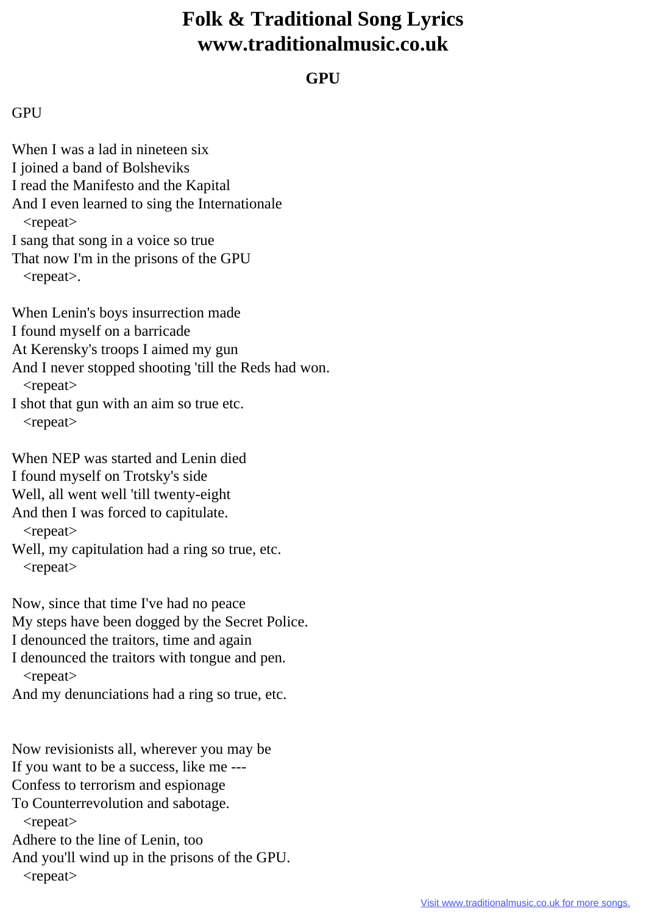# Folk & Traditional Song Lyrics
# www.traditionalmusic.co.uk

## GPU

GPU

When I was a lad in nineteen six
I joined a band of Bolsheviks
I read the Manifesto and the Kapital
And I even learned to sing the Internationale
  <repeat>
I sang that song in a voice so true
That now I'm in the prisons of the GPU
  <repeat>.

When Lenin's boys insurrection made
I found myself on a barricade
At Kerensky's troops I aimed my gun
And I never stopped shooting 'till the Reds had won.
  <repeat>
I shot that gun with an aim so true etc.
  <repeat>

When NEP was started and Lenin died
I found myself on Trotsky's side
Well, all went well 'till twenty-eight
And then I was forced to capitulate.
  <repeat>
Well, my capitulation had a ring so true, etc.
  <repeat>

Now, since that time I've had no peace
My steps have been dogged by the Secret Police.
I denounced the traitors, time and again
I denounced the traitors with tongue and pen.
  <repeat>
And my denunciations had a ring so true, etc.

Now revisionists all, wherever you may be
If you want to be a success, like me ---
Confess to terrorism and espionage
To Counterrevolution and sabotage.
  <repeat>
Adhere to the line of Lenin, too
And you'll wind up in the prisons of the GPU.
  <repeat>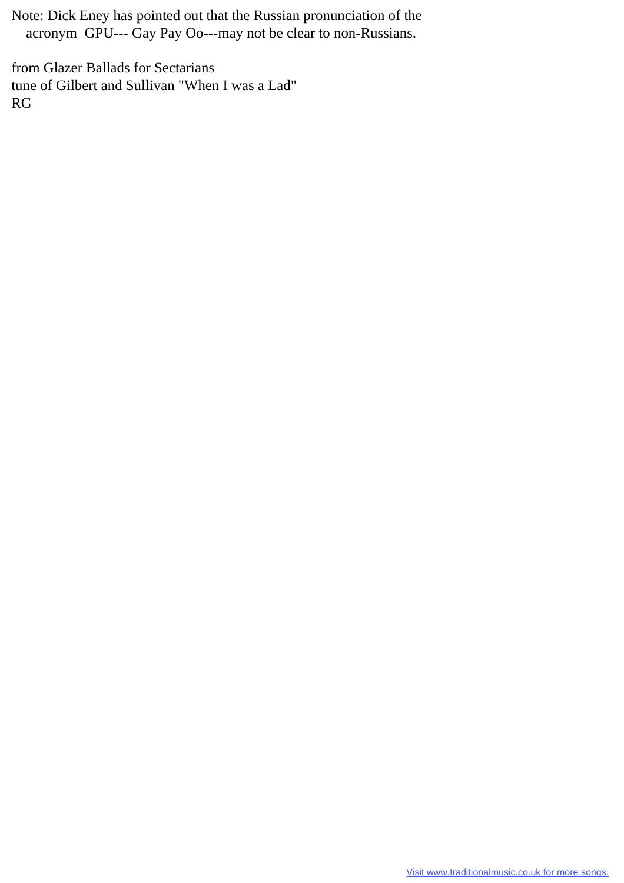Note: Dick Eney has pointed out that the Russian pronunciation of the
acronym GPU--- Gay Pay Oo---may not be clear to non-Russians.

from Glazer Ballads for Sectarians
tune of Gilbert and Sullivan "When I was a Lad"
RG